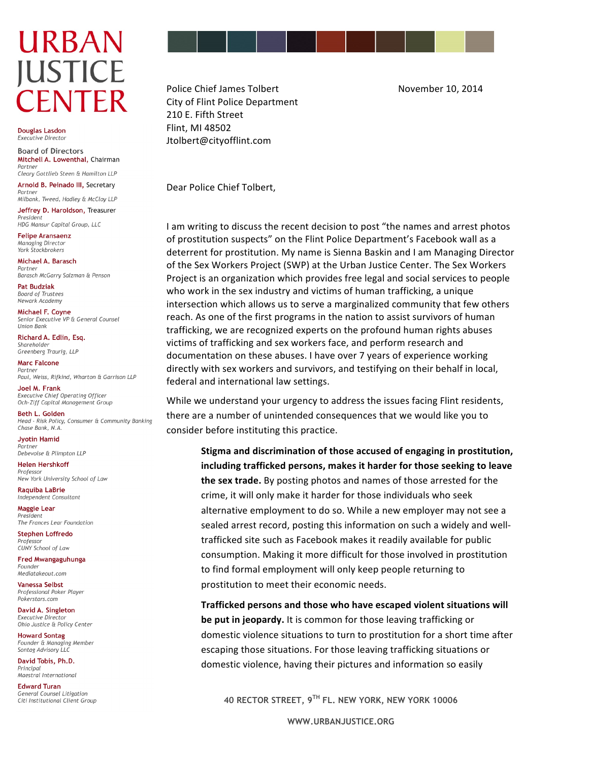# URBAN JUSTICE CENTER

**Douglas Lasdon**
*Executive Director*

**Board of Directors**

**Mitchell A. Lowenthal**, Chairman
*Partner*
*Cleary Gottlieb Steen & Hamilton LLP*

**Arnold B. Peinado III**, Secretary
*Partner*
*Milbank, Tweed, Hadley & McCloy LLP*

**Jeffrey D. Haroldson**, Treasurer
*President*
*HDG Mansur Capital Group, LLC*

**Felipe Aransaenz**
*Managing Director*
*York Stockbrokers*

**Michael A. Barasch**
*Partner*
*Barasch McGarry Salzman & Penson*

**Pat Budziak**
*Board of Trustees*
*Newark Academy*

**Michael F. Coyne**
*Senior Executive VP & General Counsel*
*Union Bank*

**Richard A. Edlin, Esq.**
*Shareholder*
*Greenberg Traurig, LLP*

**Marc Falcone**
*Partner*
*Paul, Weiss, Rifkind, Wharton & Garrison LLP*

**Joel M. Frank**
*Executive Chief Operating Officer*
*Och-Ziff Capital Management Group*

**Beth L. Golden**
*Head - Risk Policy, Consumer & Community Banking*
*Chase Bank, N.A.*

**Jyotin Hamid**
*Partner*
*Debevoise & Plimpton LLP*

**Helen Hershkoff**
*Professor*
*New York University School of Law*

**Raquiba LaBrie**
*Independent Consultant*

**Maggie Lear**
*President*
*The Frances Lear Foundation*

**Stephen Loffredo**
*Professor*
*CUNY School of Law*

**Fred Mwangaguhunga**
*Founder*
*Mediatakeout.com*

**Vanessa Selbst**
*Professional Poker Player*
*Pokerstars.com*

**David A. Singleton**
*Executive Director*
*Ohio Justice & Policy Center*

**Howard Sontag**
*Founder & Managing Member*
*Sontag Advisory LLC*

**David Tobis, Ph.D.**
*Principal*
*Maestral International*

**Edward Turan**
*General Counsel Litigation*
*Citi Institutional Client Group*

---

Police Chief James Tolbert
City of Flint Police Department
210 E. Fifth Street
Flint, MI 48502
Jtolbert@cityofflint.com

November 10, 2014

Dear Police Chief Tolbert,

I am writing to discuss the recent decision to post "the names and arrest photos of prostitution suspects" on the Flint Police Department's Facebook wall as a deterrent for prostitution. My name is Sienna Baskin and I am Managing Director of the Sex Workers Project (SWP) at the Urban Justice Center. The Sex Workers Project is an organization which provides free legal and social services to people who work in the sex industry and victims of human trafficking, a unique intersection which allows us to serve a marginalized community that few others reach. As one of the first programs in the nation to assist survivors of human trafficking, we are recognized experts on the profound human rights abuses victims of trafficking and sex workers face, and perform research and documentation on these abuses. I have over 7 years of experience working directly with sex workers and survivors, and testifying on their behalf in local, federal and international law settings.

While we understand your urgency to address the issues facing Flint residents, there are a number of unintended consequences that we would like you to consider before instituting this practice.

> **Stigma and discrimination of those accused of engaging in prostitution, including trafficked persons, makes it harder for those seeking to leave the sex trade.** By posting photos and names of those arrested for the crime, it will only make it harder for those individuals who seek alternative employment to do so. While a new employer may not see a sealed arrest record, posting this information on such a widely and well-trafficked site such as Facebook makes it readily available for public consumption. Making it more difficult for those involved in prostitution to find formal employment will only keep people returning to prostitution to meet their economic needs.
>
> **Trafficked persons and those who have escaped violent situations will be put in jeopardy.** It is common for those leaving trafficking or domestic violence situations to turn to prostitution for a short time after escaping those situations. For those leaving trafficking situations or domestic violence, having their pictures and information so easily

40 RECTOR STREET, 9TH FL. NEW YORK, NEW YORK 10006

WWW.URBANJUSTICE.ORG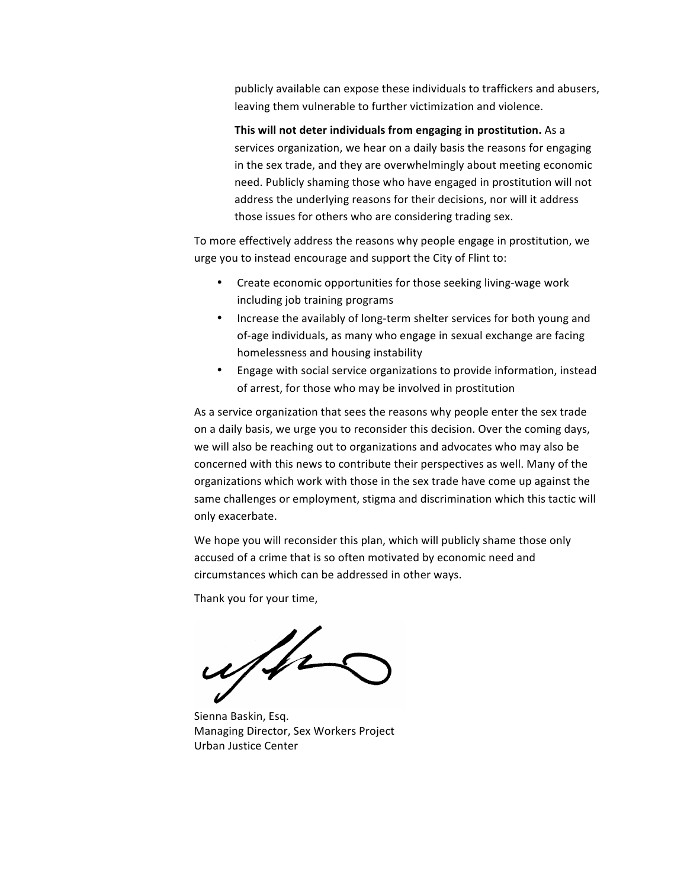publicly available can expose these individuals to traffickers and abusers, leaving them vulnerable to further victimization and violence.

**This will not deter individuals from engaging in prostitution.** As a services organization, we hear on a daily basis the reasons for engaging in the sex trade, and they are overwhelmingly about meeting economic need. Publicly shaming those who have engaged in prostitution will not address the underlying reasons for their decisions, nor will it address those issues for others who are considering trading sex.

To more effectively address the reasons why people engage in prostitution, we urge you to instead encourage and support the City of Flint to:

- Create economic opportunities for those seeking living-wage work including job training programs
- Increase the availably of long-term shelter services for both young and of-age individuals, as many who engage in sexual exchange are facing homelessness and housing instability
- Engage with social service organizations to provide information, instead of arrest, for those who may be involved in prostitution

As a service organization that sees the reasons why people enter the sex trade on a daily basis, we urge you to reconsider this decision. Over the coming days, we will also be reaching out to organizations and advocates who may also be concerned with this news to contribute their perspectives as well. Many of the organizations which work with those in the sex trade have come up against the same challenges or employment, stigma and discrimination which this tactic will only exacerbate.

We hope you will reconsider this plan, which will publicly shame those only accused of a crime that is so often motivated by economic need and circumstances which can be addressed in other ways.

Thank you for your time,

Sienna Baskin, Esq.
Managing Director, Sex Workers Project
Urban Justice Center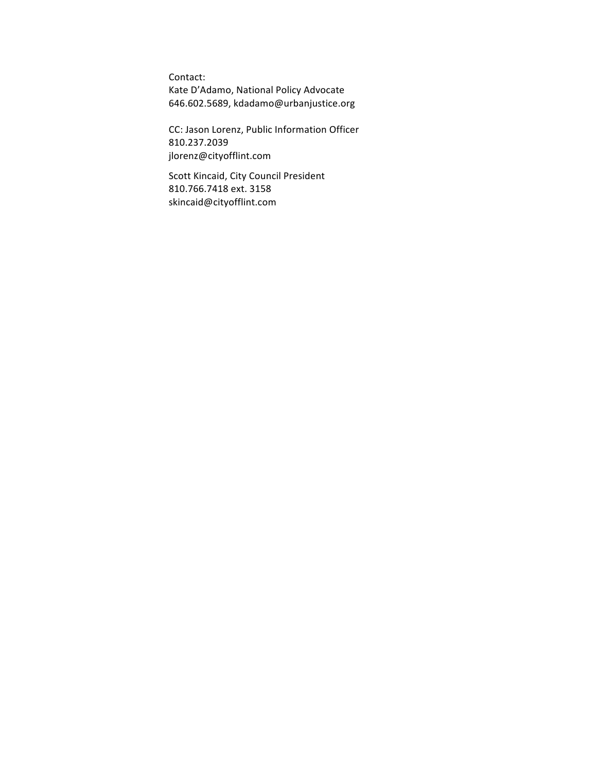Contact:
Kate D'Adamo, National Policy Advocate
646.602.5689, kdadamo@urbanjustice.org

CC: Jason Lorenz, Public Information Officer
810.237.2039
jlorenz@cityofflint.com

Scott Kincaid, City Council President
810.766.7418 ext. 3158
skincaid@cityofflint.com